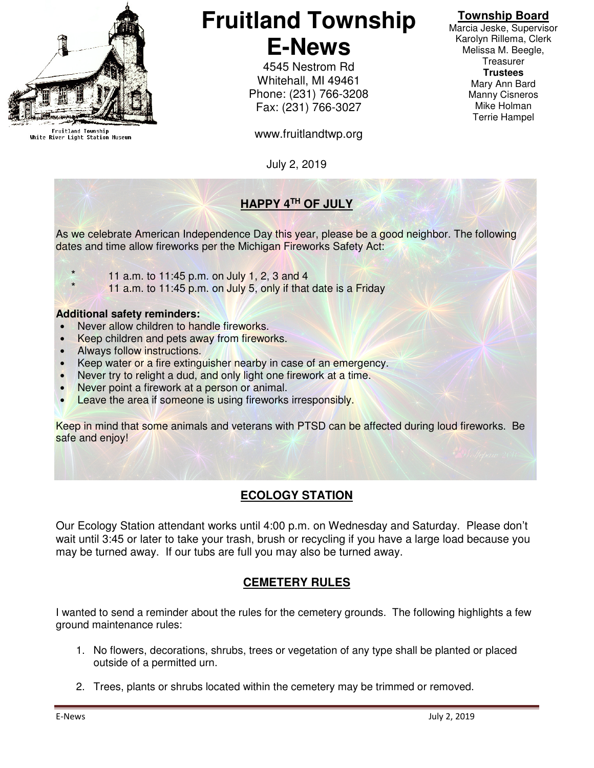Fruitland Township
White River Light Station Museum

# Fruitland Township E-News

4545 Nestrom Rd
Whitehall, MI 49461
Phone: (231) 766-3208
Fax: (231) 766-3027

www.fruitlandtwp.org

**Township Board**
Marcia Jeske, Supervisor
Karolyn Rillema, Clerk
Melissa M. Beegle, Treasurer
**Trustees**
Mary Ann Bard
Manny Cisneros
Mike Holman
Terrie Hampel

July 2, 2019

## HAPPY 4TH OF JULY

As we celebrate American Independence Day this year, please be a good neighbor. The following dates and time allow fireworks per the Michigan Fireworks Safety Act:

* 11 a.m. to 11:45 p.m. on July 1, 2, 3 and 4
* 11 a.m. to 11:45 p.m. on July 5, only if that date is a Friday

**Additional safety reminders:**

- Never allow children to handle fireworks.
- Keep children and pets away from fireworks.
- Always follow instructions.
- Keep water or a fire extinguisher nearby in case of an emergency.
- Never try to relight a dud, and only light one firework at a time.
- Never point a firework at a person or animal.
- Leave the area if someone is using fireworks irresponsibly.

Keep in mind that some animals and veterans with PTSD can be affected during loud fireworks. Be safe and enjoy!

## ECOLOGY STATION

Our Ecology Station attendant works until 4:00 p.m. on Wednesday and Saturday. Please don't wait until 3:45 or later to take your trash, brush or recycling if you have a large load because you may be turned away. If our tubs are full you may also be turned away.

## CEMETERY RULES

I wanted to send a reminder about the rules for the cemetery grounds. The following highlights a few ground maintenance rules:

1. No flowers, decorations, shrubs, trees or vegetation of any type shall be planted or placed outside of a permitted urn.
2. Trees, plants or shrubs located within the cemetery may be trimmed or removed.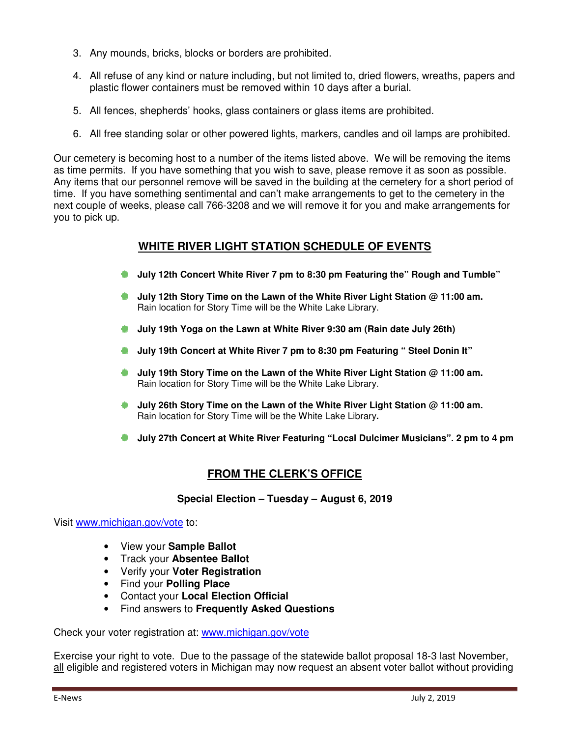3. Any mounds, bricks, blocks or borders are prohibited.

4. All refuse of any kind or nature including, but not limited to, dried flowers, wreaths, papers and plastic flower containers must be removed within 10 days after a burial.

5. All fences, shepherds' hooks, glass containers or glass items are prohibited.

6. All free standing solar or other powered lights, markers, candles and oil lamps are prohibited.

Our cemetery is becoming host to a number of the items listed above. We will be removing the items as time permits. If you have something that you wish to save, please remove it as soon as possible. Any items that our personnel remove will be saved in the building at the cemetery for a short period of time. If you have something sentimental and can't make arrangements to get to the cemetery in the next couple of weeks, please call 766-3208 and we will remove it for you and make arrangements for you to pick up.

## WHITE RIVER LIGHT STATION SCHEDULE OF EVENTS

- **July 12th Concert White River 7 pm to 8:30 pm Featuring the" Rough and Tumble"**
- **July 12th Story Time on the Lawn of the White River Light Station @ 11:00 am.** Rain location for Story Time will be the White Lake Library.
- **July 19th Yoga on the Lawn at White River 9:30 am (Rain date July 26th)**
- **July 19th Concert at White River 7 pm to 8:30 pm Featuring " Steel Donin It"**
- **July 19th Story Time on the Lawn of the White River Light Station @ 11:00 am.** Rain location for Story Time will be the White Lake Library.
- **July 26th Story Time on the Lawn of the White River Light Station @ 11:00 am.** Rain location for Story Time will be the White Lake Library**.**
- **July 27th Concert at White River Featuring "Local Dulcimer Musicians". 2 pm to 4 pm**

## FROM THE CLERK'S OFFICE

**Special Election – Tuesday – August 6, 2019**

Visit www.michigan.gov/vote to:

- View your **Sample Ballot**
- Track your **Absentee Ballot**
- Verify your **Voter Registration**
- Find your **Polling Place**
- Contact your **Local Election Official**
- Find answers to **Frequently Asked Questions**

Check your voter registration at: www.michigan.gov/vote

Exercise your right to vote. Due to the passage of the statewide ballot proposal 18-3 last November, all eligible and registered voters in Michigan may now request an absent voter ballot without providing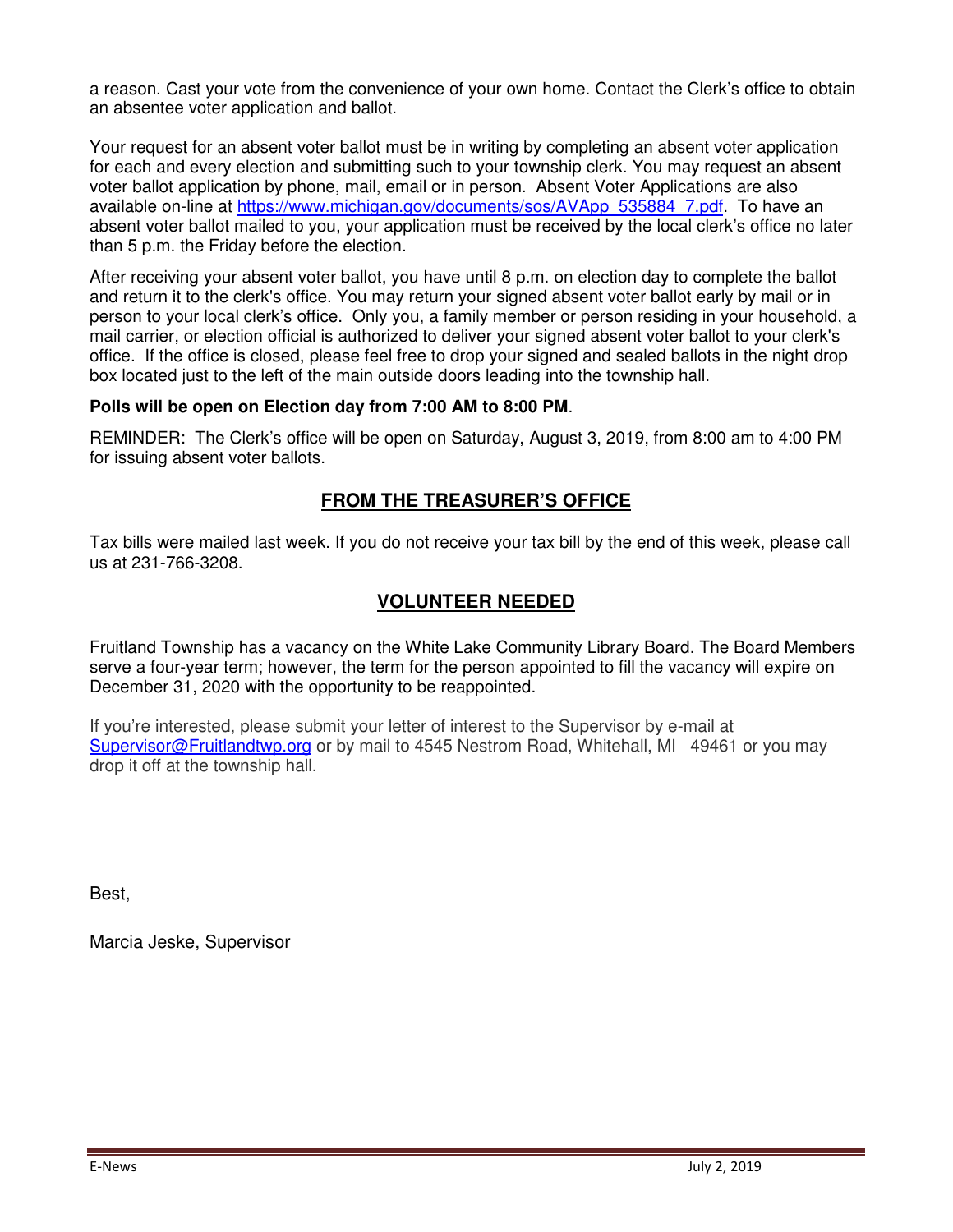a reason. Cast your vote from the convenience of your own home. Contact the Clerk's office to obtain an absentee voter application and ballot.

Your request for an absent voter ballot must be in writing by completing an absent voter application for each and every election and submitting such to your township clerk. You may request an absent voter ballot application by phone, mail, email or in person. Absent Voter Applications are also available on-line at [https://www.michigan.gov/documents/sos/AVApp_535884_7.pdf](https://www.michigan.gov/documents/sos/AVApp_535884_7.pdf). To have an absent voter ballot mailed to you, your application must be received by the local clerk's office no later than 5 p.m. the Friday before the election.

After receiving your absent voter ballot, you have until 8 p.m. on election day to complete the ballot and return it to the clerk's office. You may return your signed absent voter ballot early by mail or in person to your local clerk's office. Only you, a family member or person residing in your household, a mail carrier, or election official is authorized to deliver your signed absent voter ballot to your clerk's office. If the office is closed, please feel free to drop your signed and sealed ballots in the night drop box located just to the left of the main outside doors leading into the township hall.

**Polls will be open on Election day from 7:00 AM to 8:00 PM**.

REMINDER: The Clerk's office will be open on Saturday, August 3, 2019, from 8:00 am to 4:00 PM for issuing absent voter ballots.

## FROM THE TREASURER'S OFFICE

Tax bills were mailed last week. If you do not receive your tax bill by the end of this week, please call us at 231-766-3208.

## VOLUNTEER NEEDED

Fruitland Township has a vacancy on the White Lake Community Library Board. The Board Members serve a four-year term; however, the term for the person appointed to fill the vacancy will expire on December 31, 2020 with the opportunity to be reappointed.

If you're interested, please submit your letter of interest to the Supervisor by e-mail at [Supervisor@Fruitlandtwp.org](mailto:Supervisor@Fruitlandtwp.org) or by mail to 4545 Nestrom Road, Whitehall, MI 49461 or you may drop it off at the township hall.

Best,

Marcia Jeske, Supervisor